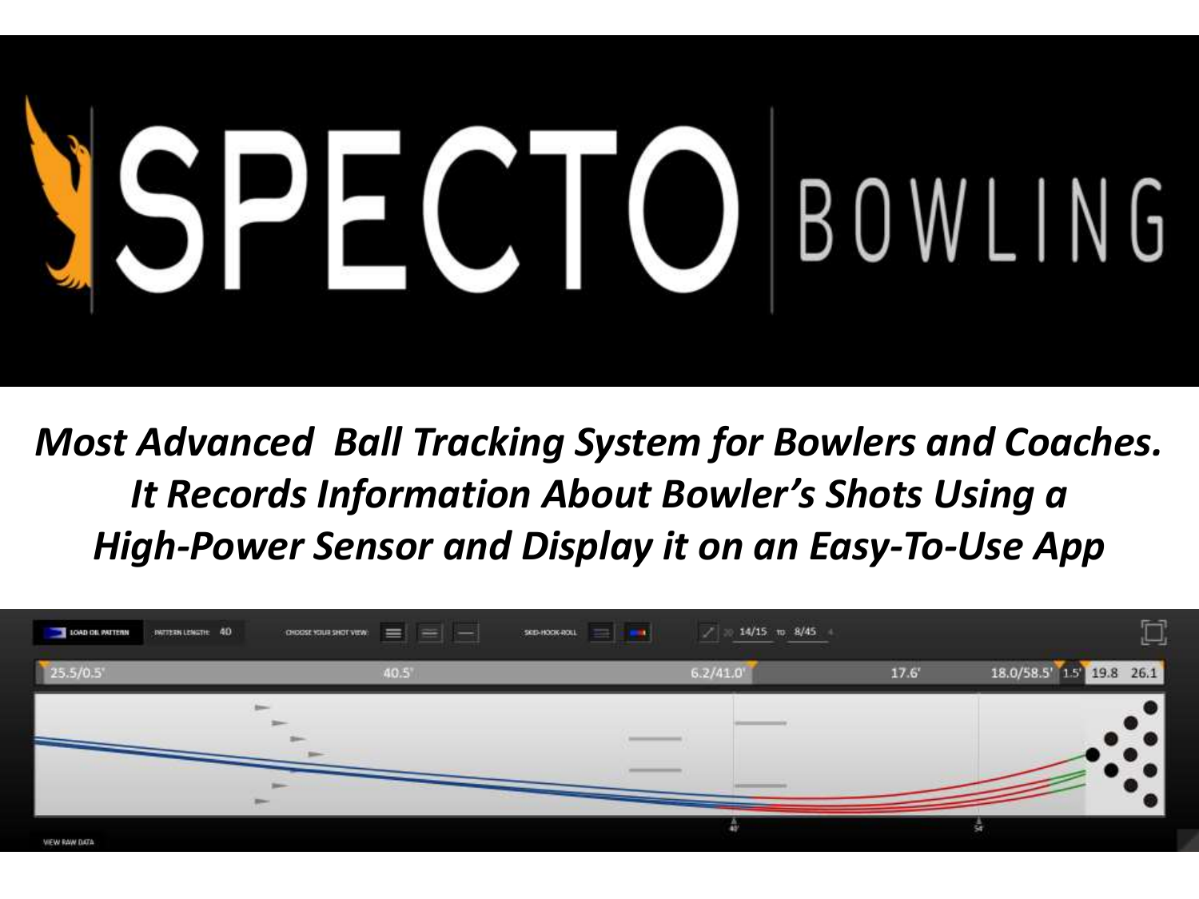# SPECTO BOWLING

***Most Advanced Ball Tracking System for Bowlers and Coaches. It Records Information About Bowler's Shots Using a High-Power Sensor and Display it on an Easy-To-Use App***

LOAD OIL PATTERN

PATTERN LENGTH: 40

CHOOSE YOUR SHOT VIEW:

SKID-HOOK-ROLL

14/15 TO 8/45

25.5/0.5'

40.5'

6.2/41.0'

17.6'

18.0/58.5'

1.5'

19.8

26.1

40'

54'

VIEW RAW DATA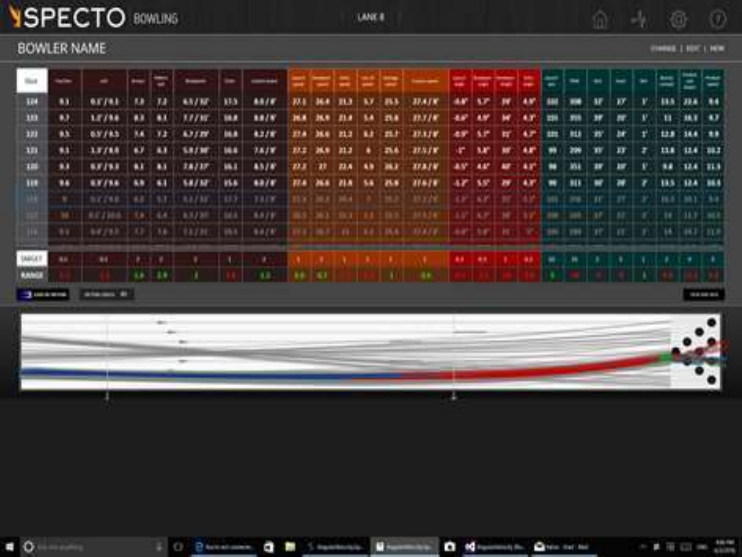SPECTO BOWLING

LANE 8

BOWLER NAME

TARGET

RANGE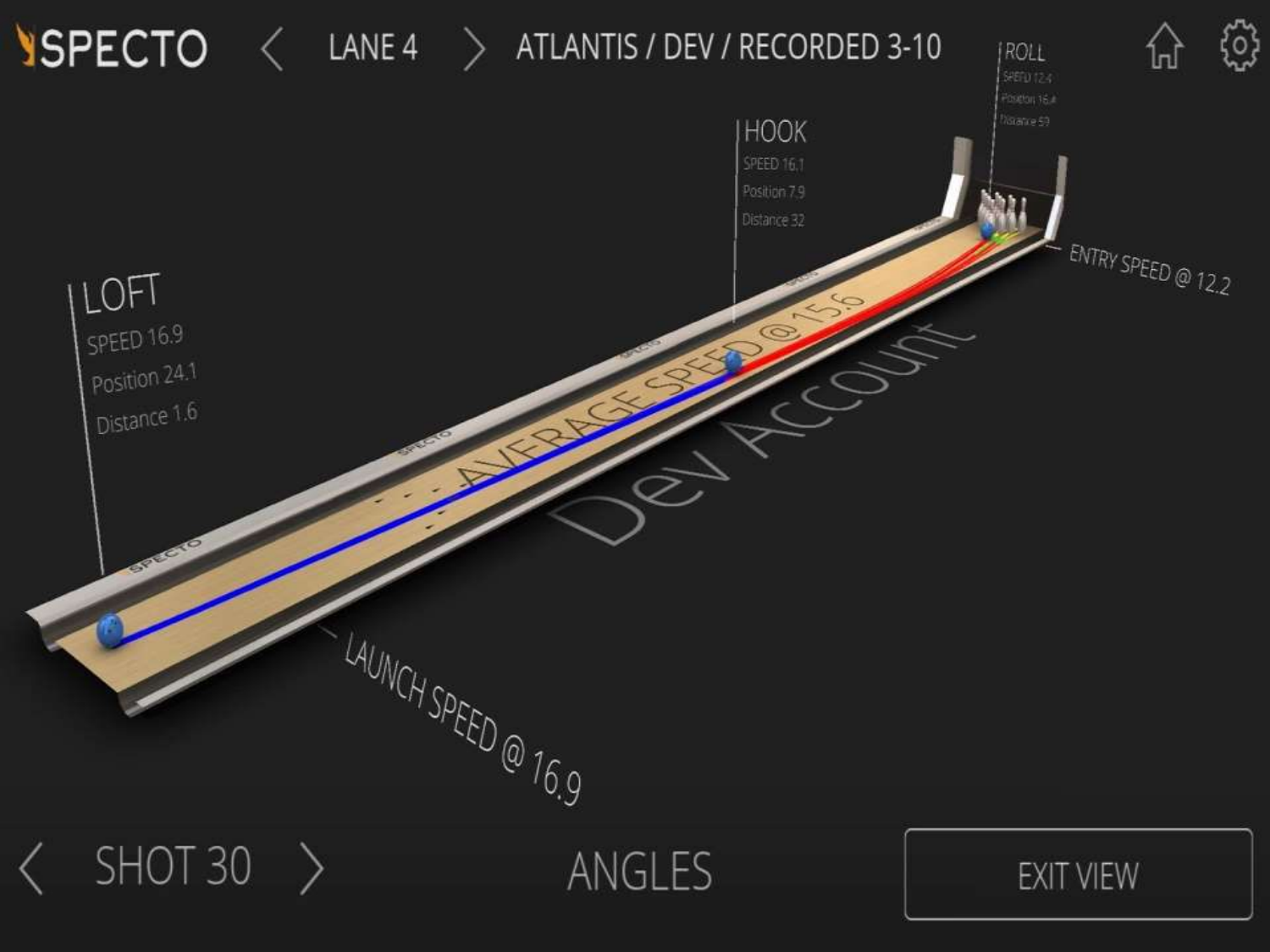SPECTO

LANE 4

ATLANTIS / DEV / RECORDED 3-10

ROLL
SPEED 12.4
Position 16.4
Distance 59

HOOK
SPEED 16.1
Position 7.9
Distance 32

LOFT
SPEED 16.9
Position 24.1
Distance 1.6

AVERAGE SPEED @ 15.6

Dev Account

ENTRY SPEED @ 12.2

LAUNCH SPEED @ 16.9

SHOT 30

ANGLES

EXIT VIEW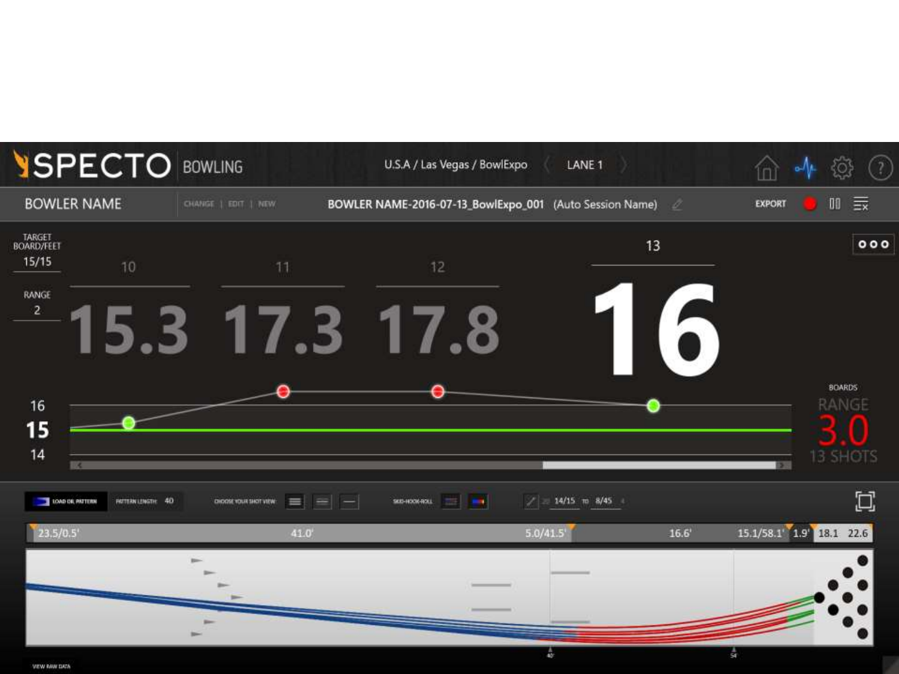SPECTO BOWLING

U.S.A / Las Vegas / BowlExpo

LANE 1

BOWLER NAME

CHANGE | EDIT | NEW

BOWLER NAME-2016-07-13_BowlExpo_001 (Auto Session Name)

EXPORT

TARGET BOARD/FEET

15/15

RANGE

2

10

15.3

11

17.3

12

17.8

13

16

16

15

14

BOARDS

RANGE

3.0

13 SHOTS

LOAD OIL PATTERN

PATTERN LENGTH: 40

CHOOSE YOUR SHOT VIEW:

SKID-HOOK-ROLL

14/15 TO 8/45

23.5/0.5'

41.0'

5.0/41.5'

16.6'

15.1/58.1'

1.9'

18.1

22.6

40'

54'

VIEW RAW DATA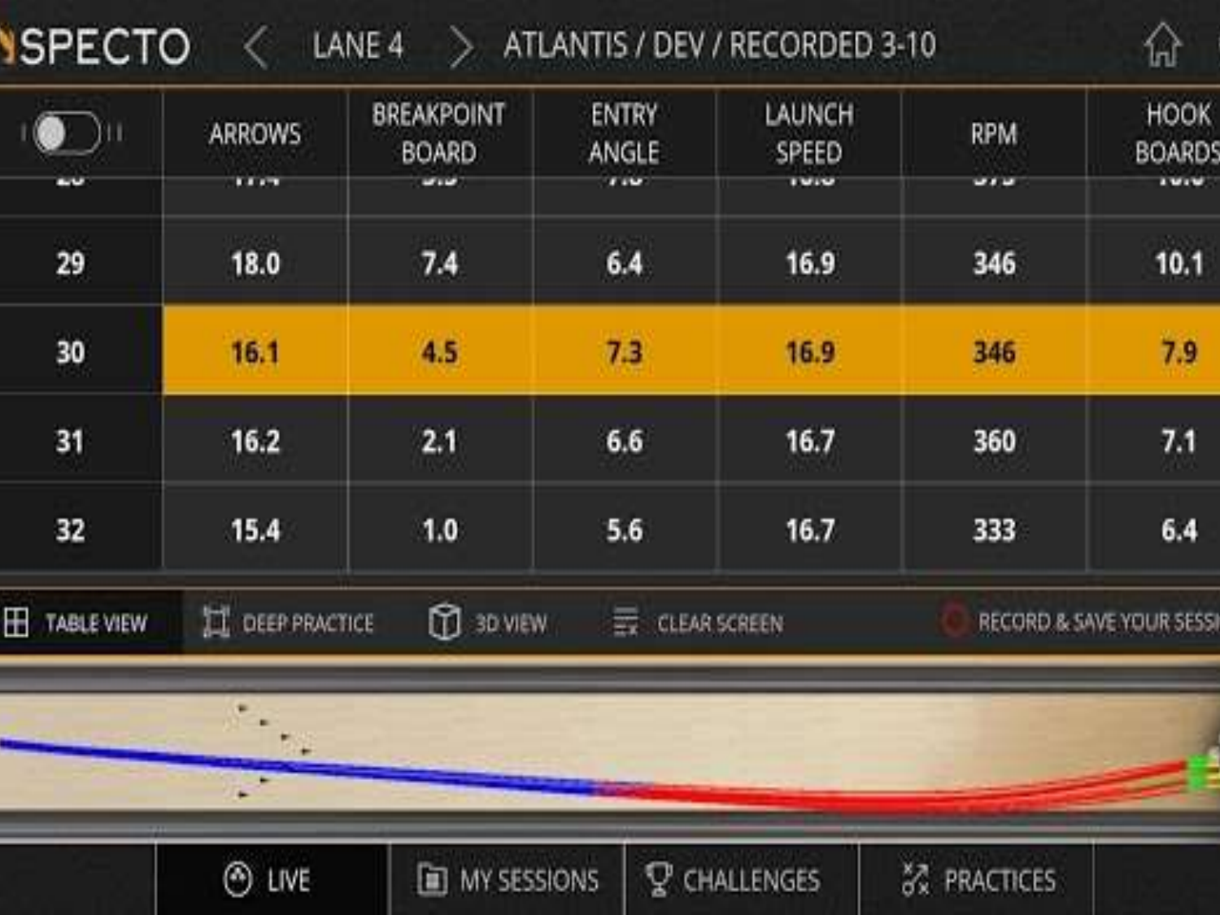SPECTO  LANE 4  ATLANTIS / DEV / RECORDED 3-10

| | ARROWS | BREAKPOINT BOARD | ENTRY ANGLE | LAUNCH SPEED | RPM | HOOK BOARDS |
|---|---|---|---|---|---|---|
| 29 | 18.0 | 7.4 | 6.4 | 16.9 | 346 | 10.1 |
| 30 | 16.1 | 4.5 | 7.3 | 16.9 | 346 | 7.9 |
| 31 | 16.2 | 2.1 | 6.6 | 16.7 | 360 | 7.1 |
| 32 | 15.4 | 1.0 | 5.6 | 16.7 | 333 | 6.4 |

TABLE VIEW  DEEP PRACTICE  3D VIEW  CLEAR SCREEN  RECORD & SAVE YOUR SESSI

LIVE  MY SESSIONS  CHALLENGES  PRACTICES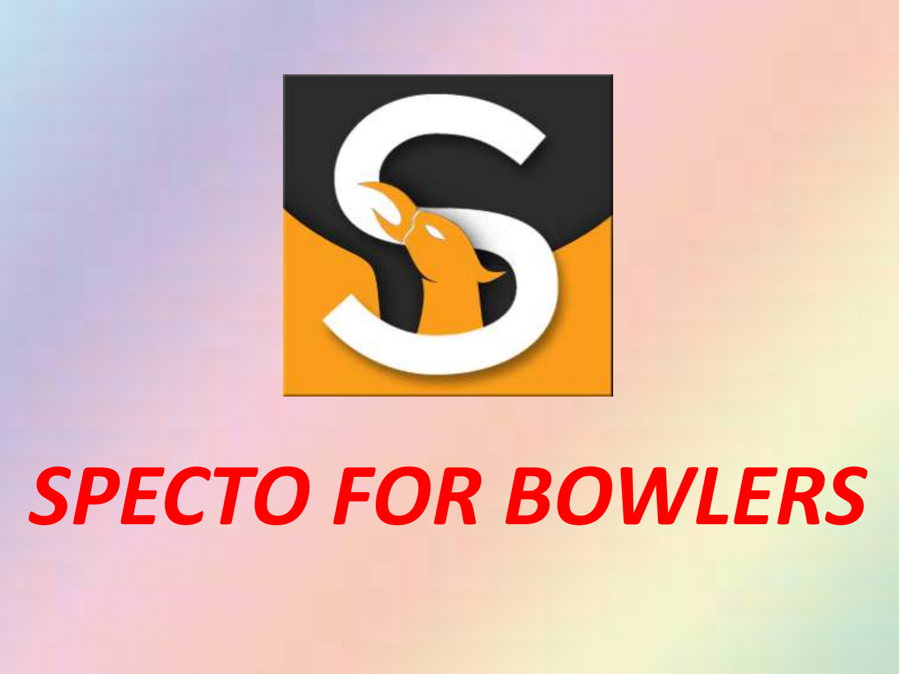# SPECTO FOR BOWLERS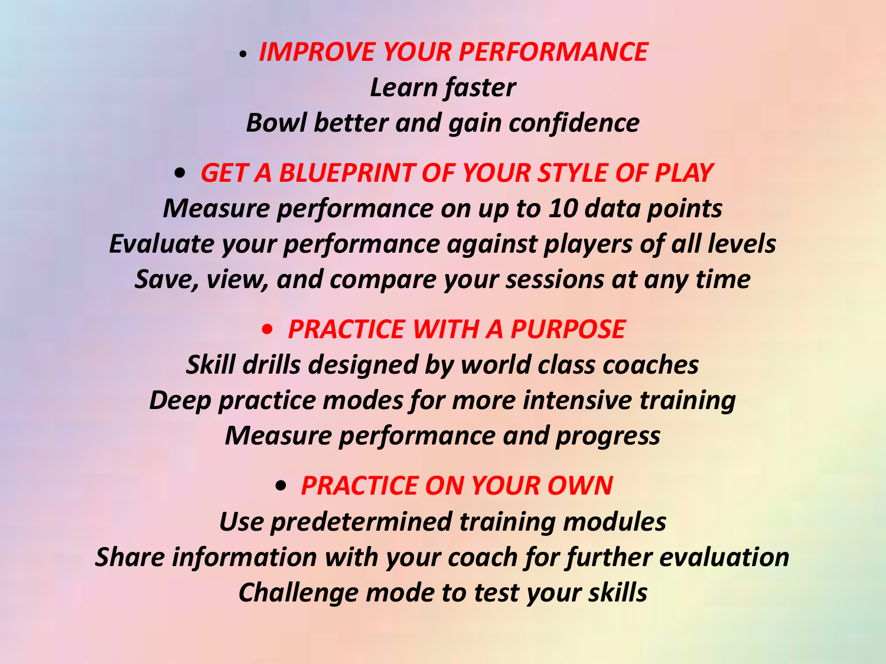- ***IMPROVE YOUR PERFORMANCE***

*Learn faster*

*Bowl better and gain confidence*

- ***GET A BLUEPRINT OF YOUR STYLE OF PLAY***

*Measure performance on up to 10 data points*

*Evaluate your performance against players of all levels*

*Save, view, and compare your sessions at any time*

- ***PRACTICE WITH A PURPOSE***

*Skill drills designed by world class coaches*

*Deep practice modes for more intensive training*

*Measure performance and progress*

- ***PRACTICE ON YOUR OWN***

*Use predetermined training modules*

*Share information with your coach for further evaluation*

*Challenge mode to test your skills*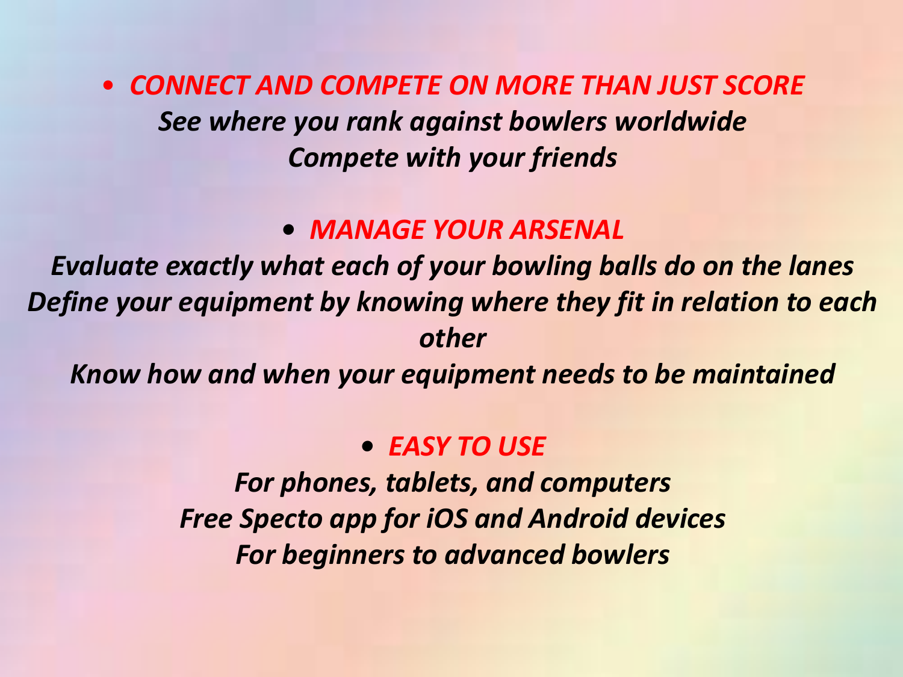- ***CONNECT AND COMPETE ON MORE THAN JUST SCORE***

  *See where you rank against bowlers worldwide*
  *Compete with your friends*

- ***MANAGE YOUR ARSENAL***

  *Evaluate exactly what each of your bowling balls do on the lanes*
  *Define your equipment by knowing where they fit in relation to each other*
  *Know how and when your equipment needs to be maintained*

- ***EASY TO USE***

  *For phones, tablets, and computers*
  *Free Specto app for iOS and Android devices*
  *For beginners to advanced bowlers*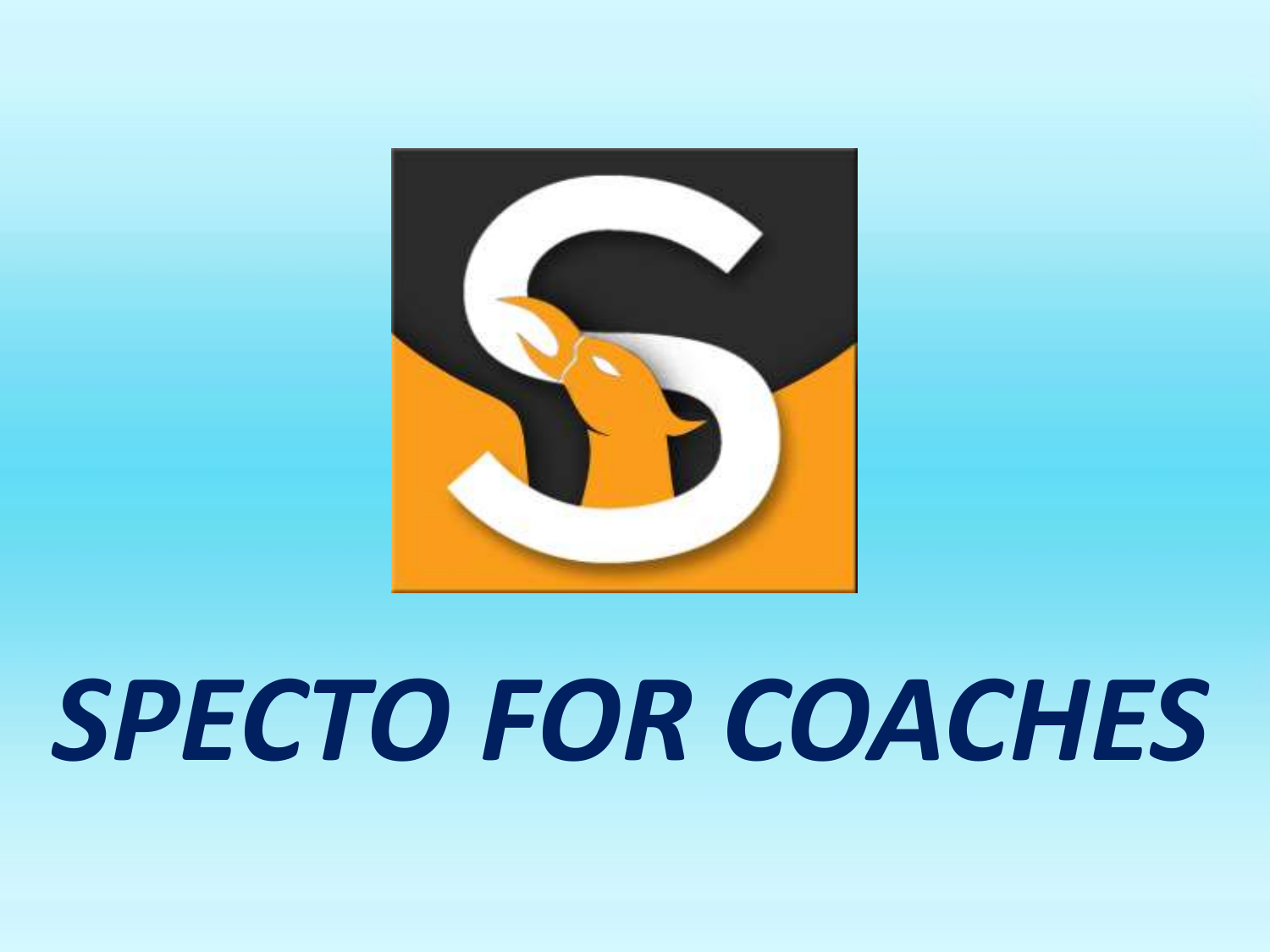# *SPECTO FOR COACHES*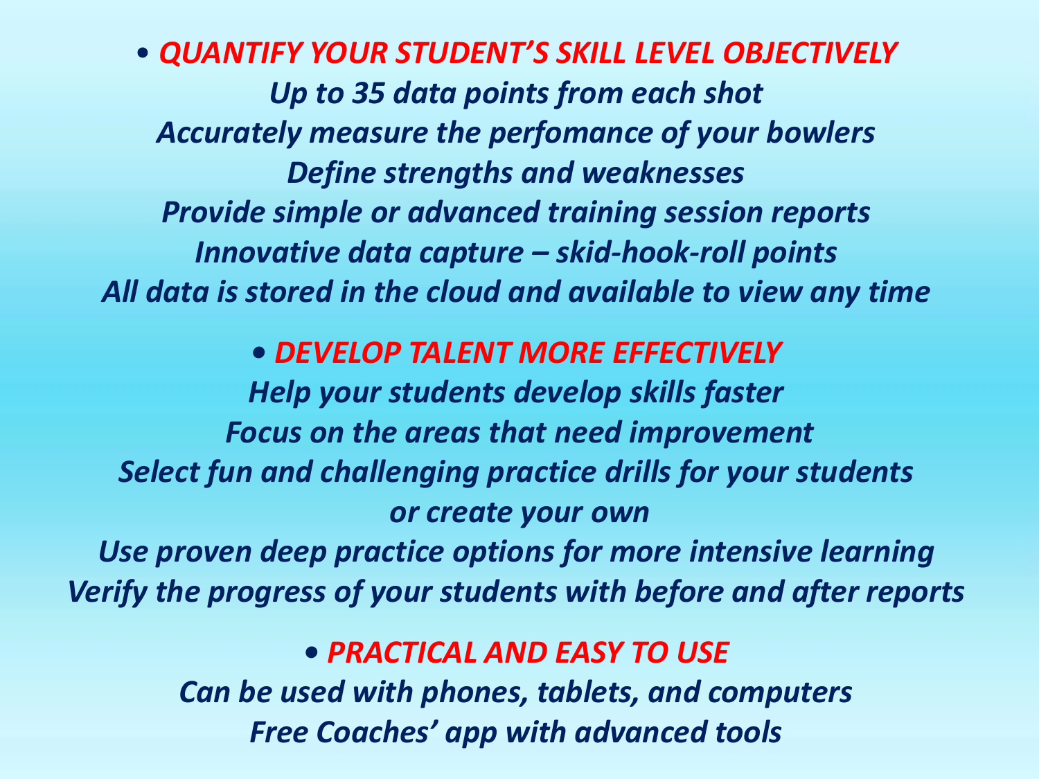- ***QUANTIFY YOUR STUDENT'S SKILL LEVEL OBJECTIVELY***

*Up to 35 data points from each shot*
*Accurately measure the perfomance of your bowlers*
*Define strengths and weaknesses*
*Provide simple or advanced training session reports*
*Innovative data capture – skid-hook-roll points*
*All data is stored in the cloud and available to view any time*

- ***DEVELOP TALENT MORE EFFECTIVELY***

*Help your students develop skills faster*
*Focus on the areas that need improvement*
*Select fun and challenging practice drills for your students or create your own*
*Use proven deep practice options for more intensive learning*
*Verify the progress of your students with before and after reports*

- ***PRACTICAL AND EASY TO USE***

*Can be used with phones, tablets, and computers*
*Free Coaches' app with advanced tools*